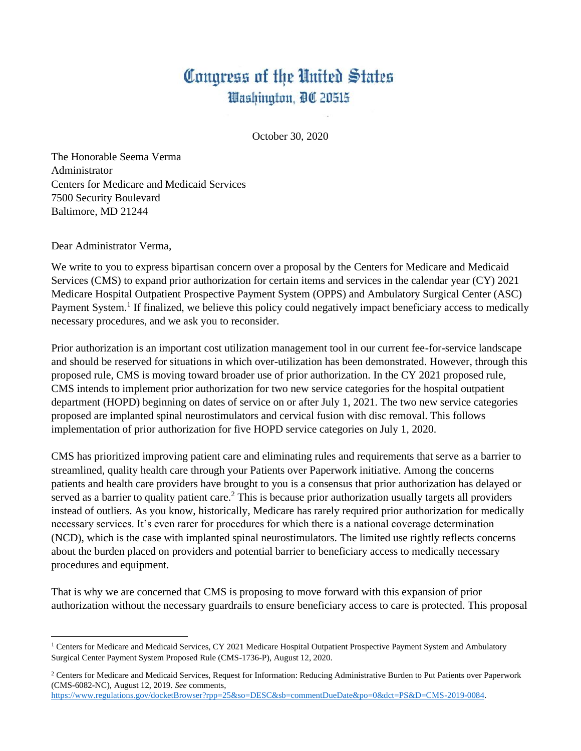# Congress of the United States
## Washington, DC 20515

October 30, 2020

The Honorable Seema Verma
Administrator
Centers for Medicare and Medicaid Services
7500 Security Boulevard
Baltimore, MD 21244

Dear Administrator Verma,

We write to you to express bipartisan concern over a proposal by the Centers for Medicare and Medicaid Services (CMS) to expand prior authorization for certain items and services in the calendar year (CY) 2021 Medicare Hospital Outpatient Prospective Payment System (OPPS) and Ambulatory Surgical Center (ASC) Payment System.[1] If finalized, we believe this policy could negatively impact beneficiary access to medically necessary procedures, and we ask you to reconsider.

Prior authorization is an important cost utilization management tool in our current fee-for-service landscape and should be reserved for situations in which over-utilization has been demonstrated. However, through this proposed rule, CMS is moving toward broader use of prior authorization. In the CY 2021 proposed rule, CMS intends to implement prior authorization for two new service categories for the hospital outpatient department (HOPD) beginning on dates of service on or after July 1, 2021. The two new service categories proposed are implanted spinal neurostimulators and cervical fusion with disc removal. This follows implementation of prior authorization for five HOPD service categories on July 1, 2020.

CMS has prioritized improving patient care and eliminating rules and requirements that serve as a barrier to streamlined, quality health care through your Patients over Paperwork initiative. Among the concerns patients and health care providers have brought to you is a consensus that prior authorization has delayed or served as a barrier to quality patient care.[2] This is because prior authorization usually targets all providers instead of outliers. As you know, historically, Medicare has rarely required prior authorization for medically necessary services. It's even rarer for procedures for which there is a national coverage determination (NCD), which is the case with implanted spinal neurostimulators. The limited use rightly reflects concerns about the burden placed on providers and potential barrier to beneficiary access to medically necessary procedures and equipment.

That is why we are concerned that CMS is proposing to move forward with this expansion of prior authorization without the necessary guardrails to ensure beneficiary access to care is protected. This proposal

---

[1] Centers for Medicare and Medicaid Services, CY 2021 Medicare Hospital Outpatient Prospective Payment System and Ambulatory Surgical Center Payment System Proposed Rule (CMS-1736-P), August 12, 2020.

[2] Centers for Medicare and Medicaid Services, Request for Information: Reducing Administrative Burden to Put Patients over Paperwork (CMS-6082-NC), August 12, 2019. *See* comments, https://www.regulations.gov/docketBrowser?rpp=25&so=DESC&sb=commentDueDate&po=0&dct=PS&D=CMS-2019-0084.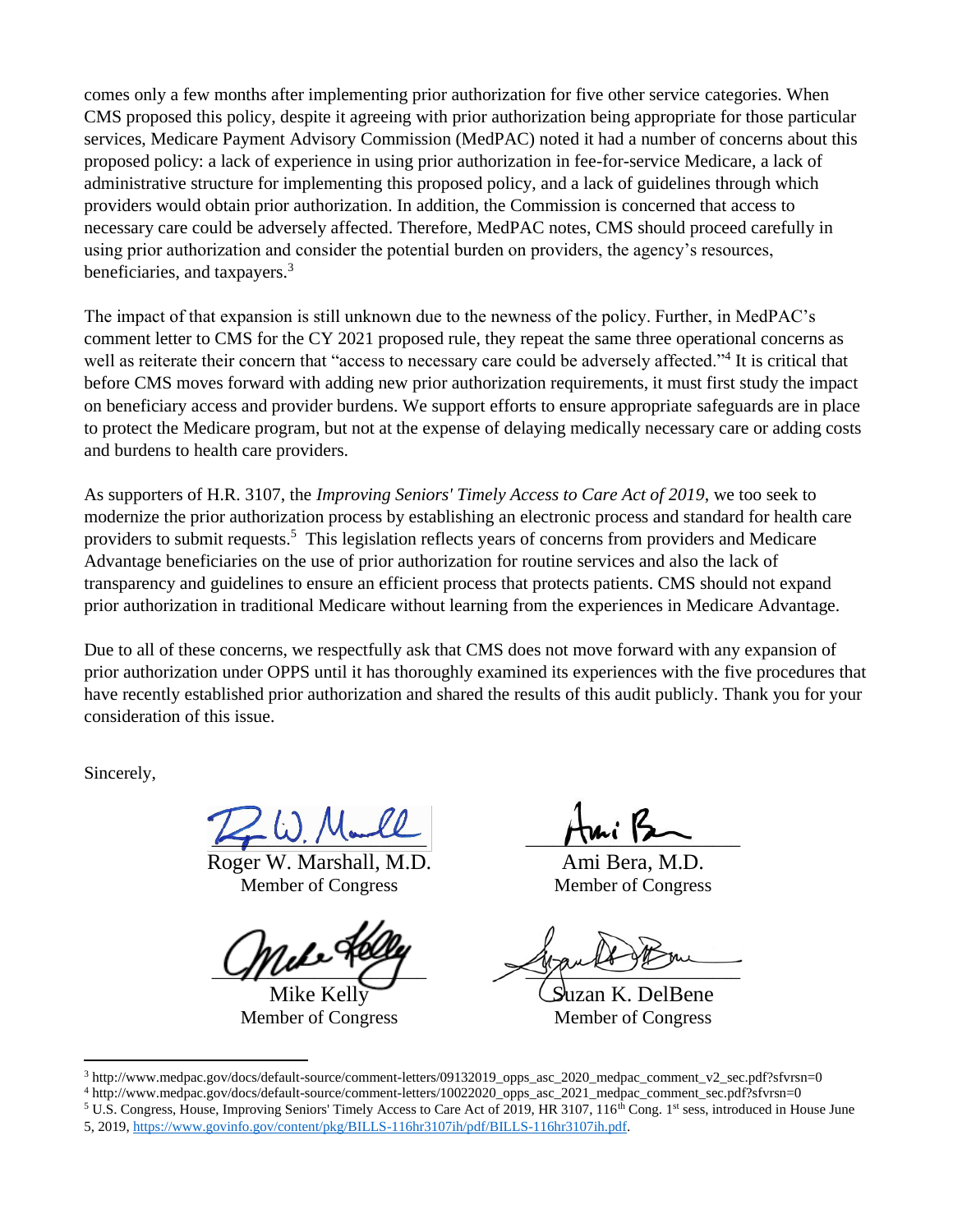comes only a few months after implementing prior authorization for five other service categories. When CMS proposed this policy, despite it agreeing with prior authorization being appropriate for those particular services, Medicare Payment Advisory Commission (MedPAC) noted it had a number of concerns about this proposed policy: a lack of experience in using prior authorization in fee-for-service Medicare, a lack of administrative structure for implementing this proposed policy, and a lack of guidelines through which providers would obtain prior authorization. In addition, the Commission is concerned that access to necessary care could be adversely affected. Therefore, MedPAC notes, CMS should proceed carefully in using prior authorization and consider the potential burden on providers, the agency's resources, beneficiaries, and taxpayers.[3]

The impact of that expansion is still unknown due to the newness of the policy. Further, in MedPAC's comment letter to CMS for the CY 2021 proposed rule, they repeat the same three operational concerns as well as reiterate their concern that "access to necessary care could be adversely affected."[4] It is critical that before CMS moves forward with adding new prior authorization requirements, it must first study the impact on beneficiary access and provider burdens. We support efforts to ensure appropriate safeguards are in place to protect the Medicare program, but not at the expense of delaying medically necessary care or adding costs and burdens to health care providers.

As supporters of H.R. 3107, the *Improving Seniors' Timely Access to Care Act of 2019*, we too seek to modernize the prior authorization process by establishing an electronic process and standard for health care providers to submit requests.[5] This legislation reflects years of concerns from providers and Medicare Advantage beneficiaries on the use of prior authorization for routine services and also the lack of transparency and guidelines to ensure an efficient process that protects patients. CMS should not expand prior authorization in traditional Medicare without learning from the experiences in Medicare Advantage.

Due to all of these concerns, we respectfully ask that CMS does not move forward with any expansion of prior authorization under OPPS until it has thoroughly examined its experiences with the five procedures that have recently established prior authorization and shared the results of this audit publicly. Thank you for your consideration of this issue.

Sincerely,

Roger W. Marshall, M.D.
Member of Congress

Ami Bera, M.D.
Member of Congress

Mike Kelly
Member of Congress

Suzan K. DelBene
Member of Congress

---

[3] http://www.medpac.gov/docs/default-source/comment-letters/09132019_opps_asc_2020_medpac_comment_v2_sec.pdf?sfvrsn=0

[4] http://www.medpac.gov/docs/default-source/comment-letters/10022020_opps_asc_2021_medpac_comment_sec.pdf?sfvrsn=0

[5] U.S. Congress, House, Improving Seniors' Timely Access to Care Act of 2019, HR 3107, 116th Cong. 1st sess, introduced in House June 5, 2019, https://www.govinfo.gov/content/pkg/BILLS-116hr3107ih/pdf/BILLS-116hr3107ih.pdf.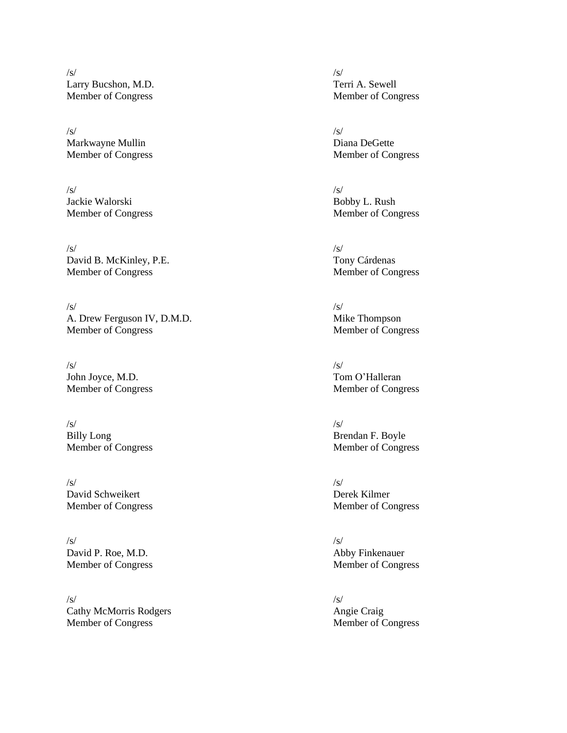/s/
Larry Bucshon, M.D.
Member of Congress

/s/
Markwayne Mullin
Member of Congress

/s/
Jackie Walorski
Member of Congress

/s/
David B. McKinley, P.E.
Member of Congress

/s/
A. Drew Ferguson IV, D.M.D.
Member of Congress

/s/
John Joyce, M.D.
Member of Congress

/s/
Billy Long
Member of Congress

/s/
David Schweikert
Member of Congress

/s/
David P. Roe, M.D.
Member of Congress

/s/
Cathy McMorris Rodgers
Member of Congress

/s/
Terri A. Sewell
Member of Congress

/s/
Diana DeGette
Member of Congress

/s/
Bobby L. Rush
Member of Congress

/s/
Tony Cárdenas
Member of Congress

/s/
Mike Thompson
Member of Congress

/s/
Tom O'Halleran
Member of Congress

/s/
Brendan F. Boyle
Member of Congress

/s/
Derek Kilmer
Member of Congress

/s/
Abby Finkenauer
Member of Congress

/s/
Angie Craig
Member of Congress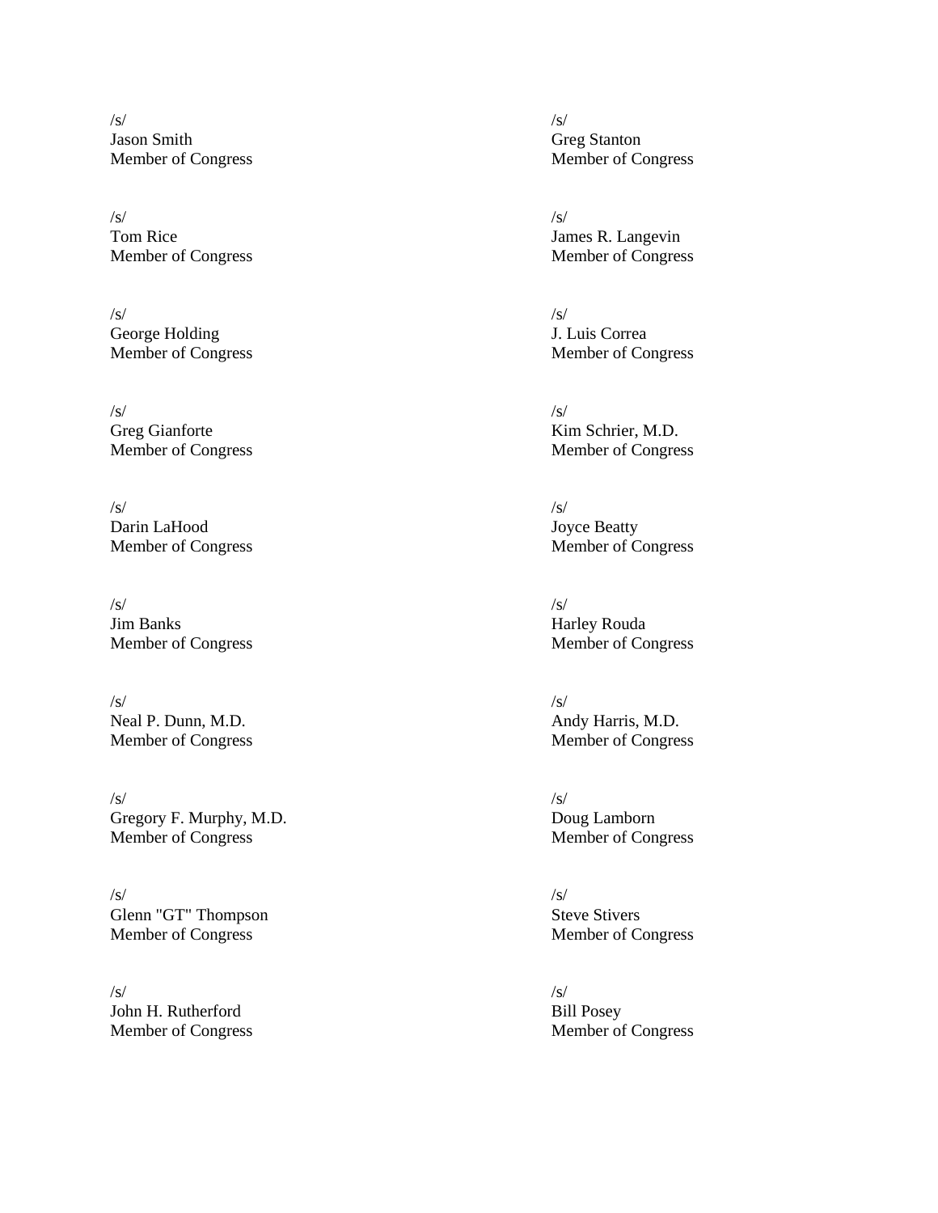/s/
Jason Smith
Member of Congress

/s/
Tom Rice
Member of Congress

/s/
George Holding
Member of Congress

/s/
Greg Gianforte
Member of Congress

/s/
Darin LaHood
Member of Congress

/s/
Jim Banks
Member of Congress

/s/
Neal P. Dunn, M.D.
Member of Congress

/s/
Gregory F. Murphy, M.D.
Member of Congress

/s/
Glenn "GT" Thompson
Member of Congress

/s/
John H. Rutherford
Member of Congress

/s/
Greg Stanton
Member of Congress

/s/
James R. Langevin
Member of Congress

/s/
J. Luis Correa
Member of Congress

/s/
Kim Schrier, M.D.
Member of Congress

/s/
Joyce Beatty
Member of Congress

/s/
Harley Rouda
Member of Congress

/s/
Andy Harris, M.D.
Member of Congress

/s/
Doug Lamborn
Member of Congress

/s/
Steve Stivers
Member of Congress

/s/
Bill Posey
Member of Congress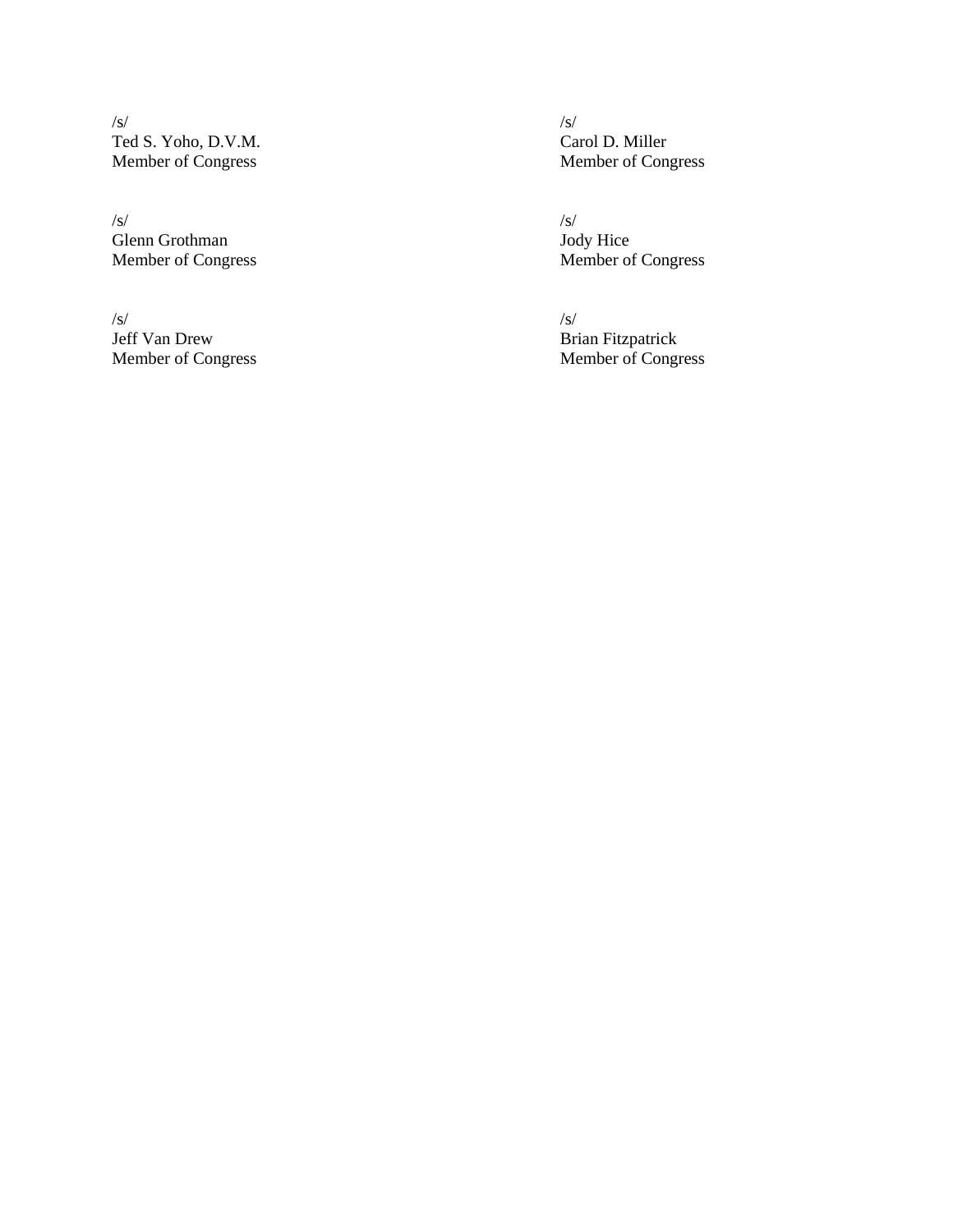/s/
Ted S. Yoho, D.V.M.
Member of Congress

/s/
Carol D. Miller
Member of Congress

/s/
Glenn Grothman
Member of Congress

/s/
Jody Hice
Member of Congress

/s/
Jeff Van Drew
Member of Congress

/s/
Brian Fitzpatrick
Member of Congress